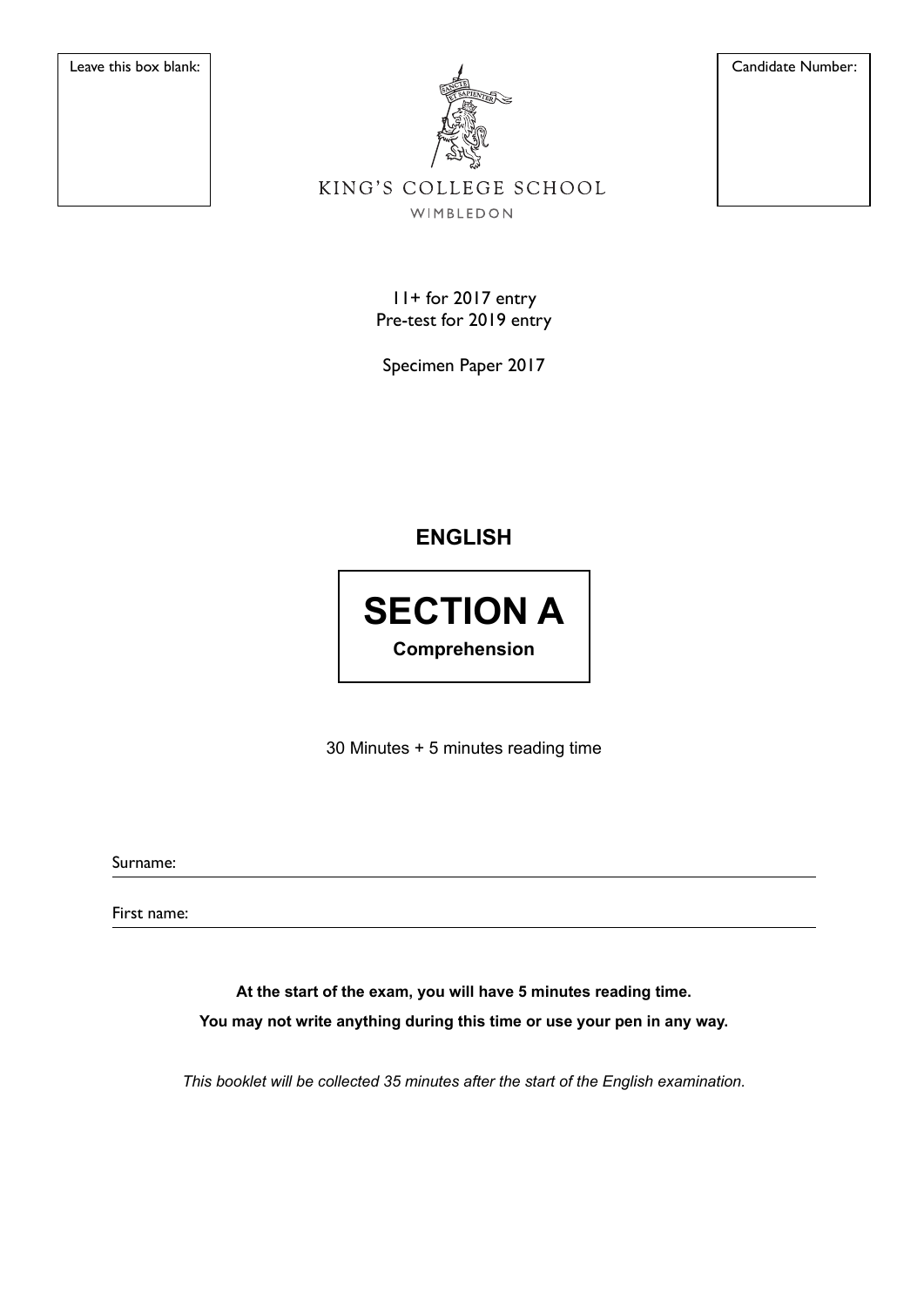Leave this box blank:

Candidate Number:

KING'S COLLEGE SCHOOL

WIMBLEDON

11+ for 2017 entry
Pre-test for 2019 entry

Specimen Paper 2017

## ENGLISH

# SECTION A

**Comprehension**

30 Minutes + 5 minutes reading time

Surname:

First name:

**At the start of the exam, you will have 5 minutes reading time.**

**You may not write anything during this time or use your pen in any way.**

*This booklet will be collected 35 minutes after the start of the English examination.*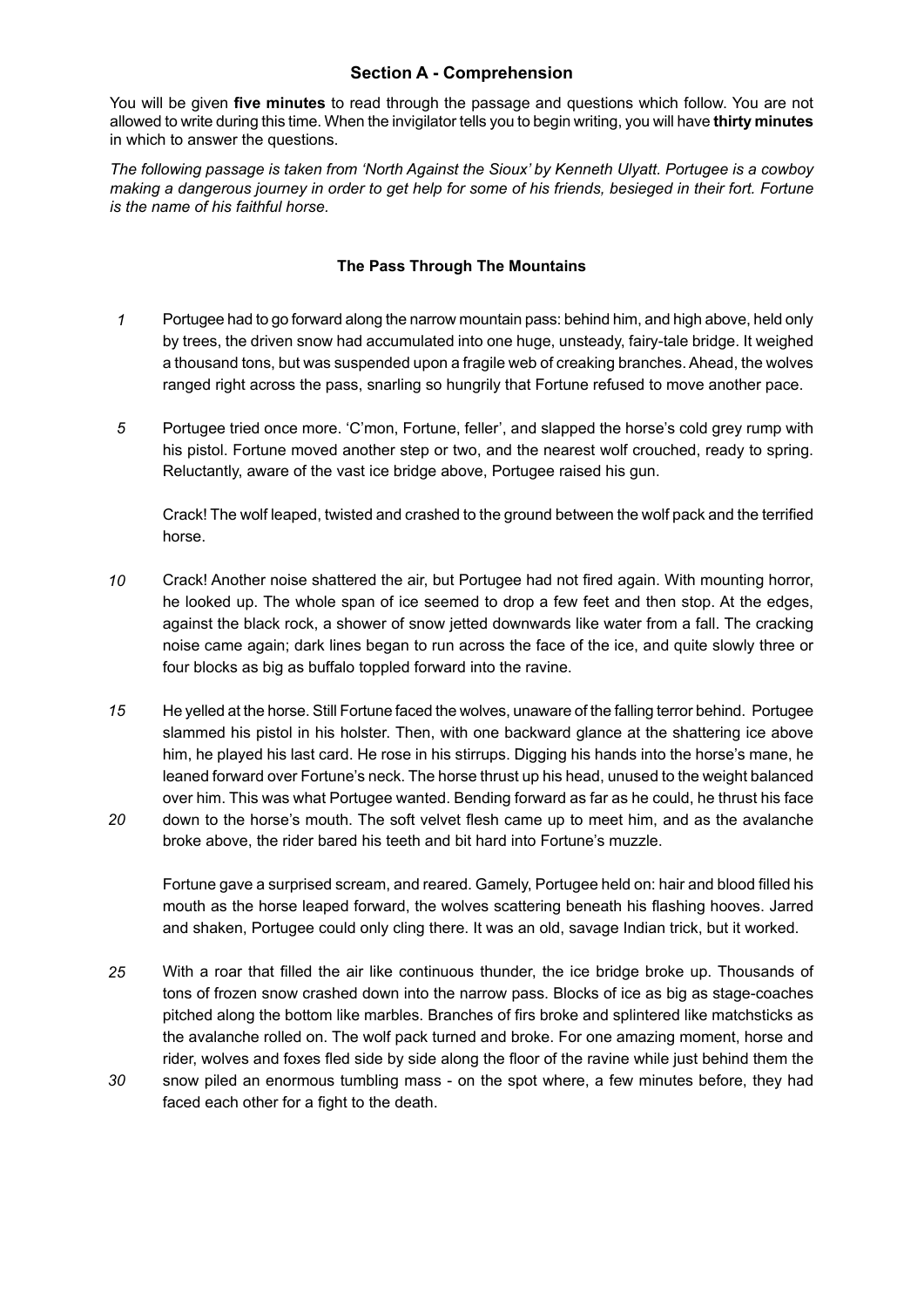## Section A - Comprehension

You will be given **five minutes** to read through the passage and questions which follow. You are not allowed to write during this time. When the invigilator tells you to begin writing, you will have **thirty minutes** in which to answer the questions.

*The following passage is taken from 'North Against the Sioux' by Kenneth Ulyatt. Portugee is a cowboy making a dangerous journey in order to get help for some of his friends, besieged in their fort. Fortune is the name of his faithful horse.*

### The Pass Through The Mountains

1 Portugee had to go forward along the narrow mountain pass: behind him, and high above, held only by trees, the driven snow had accumulated into one huge, unsteady, fairy-tale bridge. It weighed a thousand tons, but was suspended upon a fragile web of creaking branches. Ahead, the wolves ranged right across the pass, snarling so hungrily that Fortune refused to move another pace.

5 Portugee tried once more. 'C'mon, Fortune, feller', and slapped the horse's cold grey rump with his pistol. Fortune moved another step or two, and the nearest wolf crouched, ready to spring. Reluctantly, aware of the vast ice bridge above, Portugee raised his gun.

Crack! The wolf leaped, twisted and crashed to the ground between the wolf pack and the terrified horse.

10 Crack! Another noise shattered the air, but Portugee had not fired again. With mounting horror, he looked up. The whole span of ice seemed to drop a few feet and then stop. At the edges, against the black rock, a shower of snow jetted downwards like water from a fall. The cracking noise came again; dark lines began to run across the face of the ice, and quite slowly three or four blocks as big as buffalo toppled forward into the ravine.

15 He yelled at the horse. Still Fortune faced the wolves, unaware of the falling terror behind. Portugee slammed his pistol in his holster. Then, with one backward glance at the shattering ice above him, he played his last card. He rose in his stirrups. Digging his hands into the horse's mane, he leaned forward over Fortune's neck. The horse thrust up his head, unused to the weight balanced over him. This was what Portugee wanted. Bending forward as far as he could, he thrust his face
20 down to the horse's mouth. The soft velvet flesh came up to meet him, and as the avalanche broke above, the rider bared his teeth and bit hard into Fortune's muzzle.

Fortune gave a surprised scream, and reared. Gamely, Portugee held on: hair and blood filled his mouth as the horse leaped forward, the wolves scattering beneath his flashing hooves. Jarred and shaken, Portugee could only cling there. It was an old, savage Indian trick, but it worked.

25 With a roar that filled the air like continuous thunder, the ice bridge broke up. Thousands of tons of frozen snow crashed down into the narrow pass. Blocks of ice as big as stage-coaches pitched along the bottom like marbles. Branches of firs broke and splintered like matchsticks as the avalanche rolled on. The wolf pack turned and broke. For one amazing moment, horse and rider, wolves and foxes fled side by side along the floor of the ravine while just behind them the
30 snow piled an enormous tumbling mass - on the spot where, a few minutes before, they had faced each other for a fight to the death.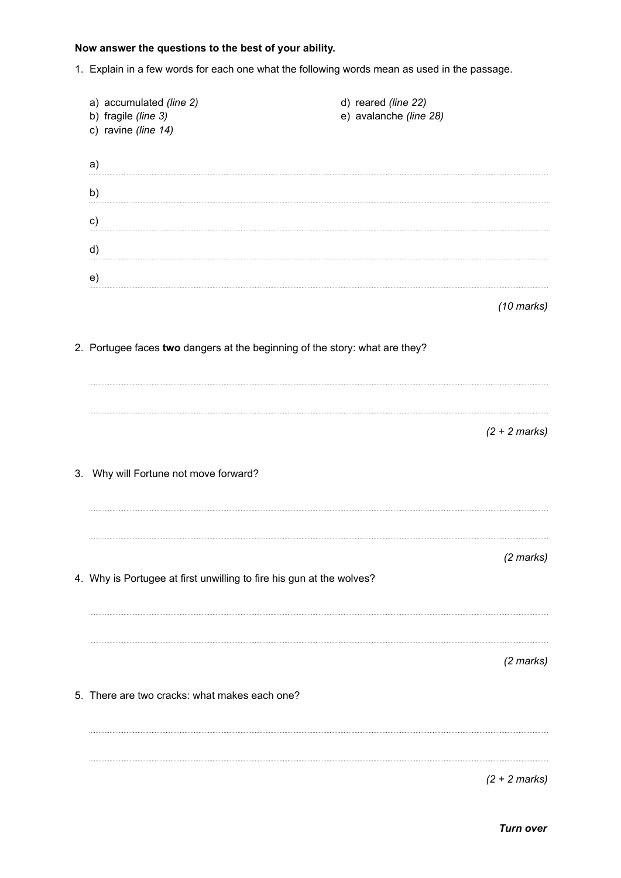**Now answer the questions to the best of your ability.**

1. Explain in a few words for each one what the following words mean as used in the passage.

   a) accumulated *(line 2)*
   b) fragile *(line 3)*
   c) ravine *(line 14)*
   d) reared *(line 22)*
   e) avalanche *(line 28)*

   a) ..........

   b) ..........

   c) ..........

   d) ..........

   e) ..........

   *(10 marks)*

2. Portugee faces **two** dangers at the beginning of the story: what are they?

   ..........

   ..........

   *(2 + 2 marks)*

3. Why will Fortune not move forward?

   ..........

   ..........

   *(2 marks)*

4. Why is Portugee at first unwilling to fire his gun at the wolves?

   ..........

   ..........

   *(2 marks)*

5. There are two cracks: what makes each one?

   ..........

   ..........

   *(2 + 2 marks)*

***Turn over***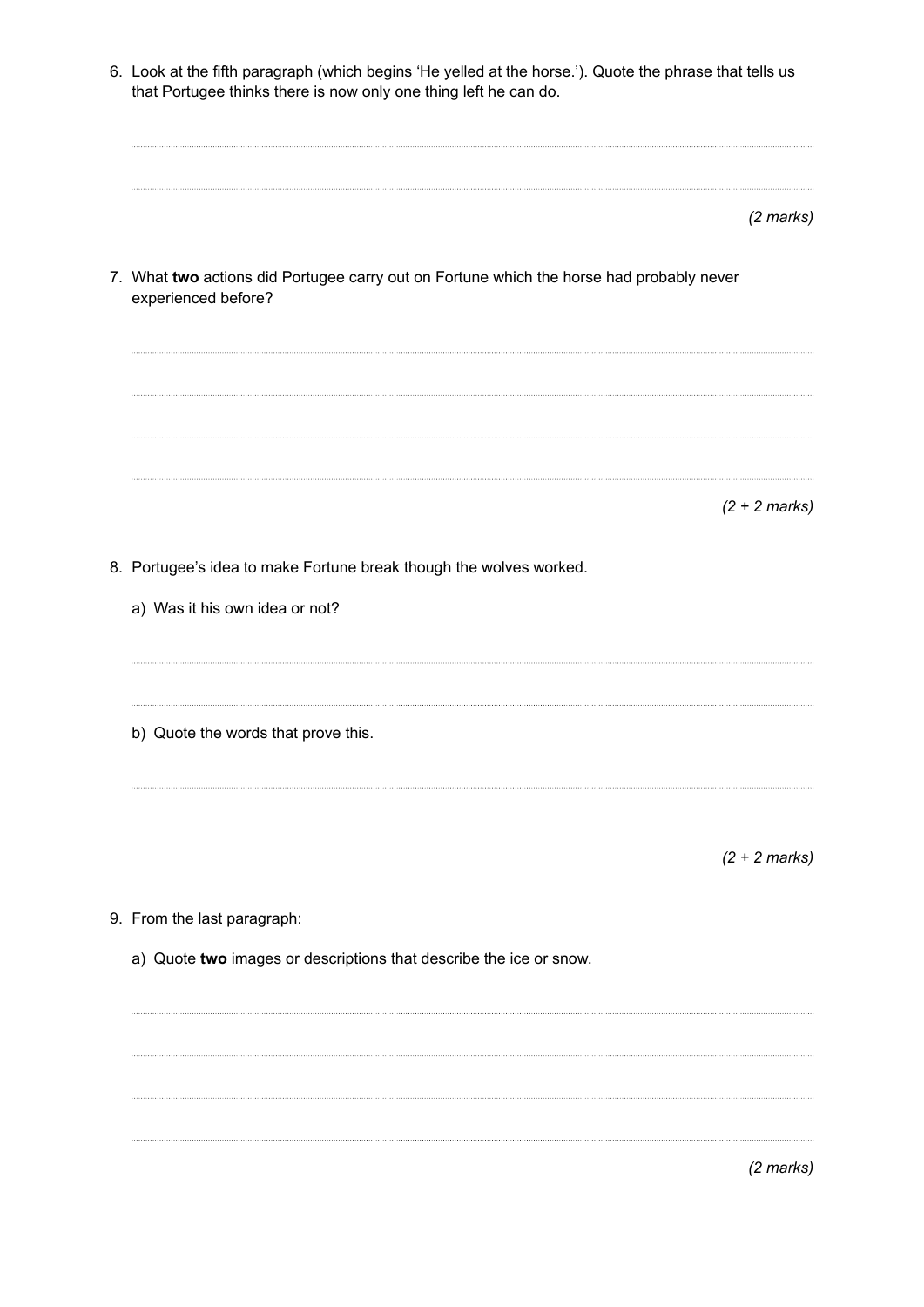6. Look at the fifth paragraph (which begins 'He yelled at the horse.'). Quote the phrase that tells us that Portugee thinks there is now only one thing left he can do.

..........................................................................................................................................................

..........................................................................................................................................................

*(2 marks)*

7. What **two** actions did Portugee carry out on Fortune which the horse had probably never experienced before?

..........................................................................................................................................................

..........................................................................................................................................................

..........................................................................................................................................................

..........................................................................................................................................................

*(2 + 2 marks)*

8. Portugee's idea to make Fortune break though the wolves worked.

   a) Was it his own idea or not?

   ..........................................................................................................................................................

   ..........................................................................................................................................................

   b) Quote the words that prove this.

   ..........................................................................................................................................................

   ..........................................................................................................................................................

*(2 + 2 marks)*

9. From the last paragraph:

   a) Quote **two** images or descriptions that describe the ice or snow.

   ..........................................................................................................................................................

   ..........................................................................................................................................................

   ..........................................................................................................................................................

   ..........................................................................................................................................................

*(2 marks)*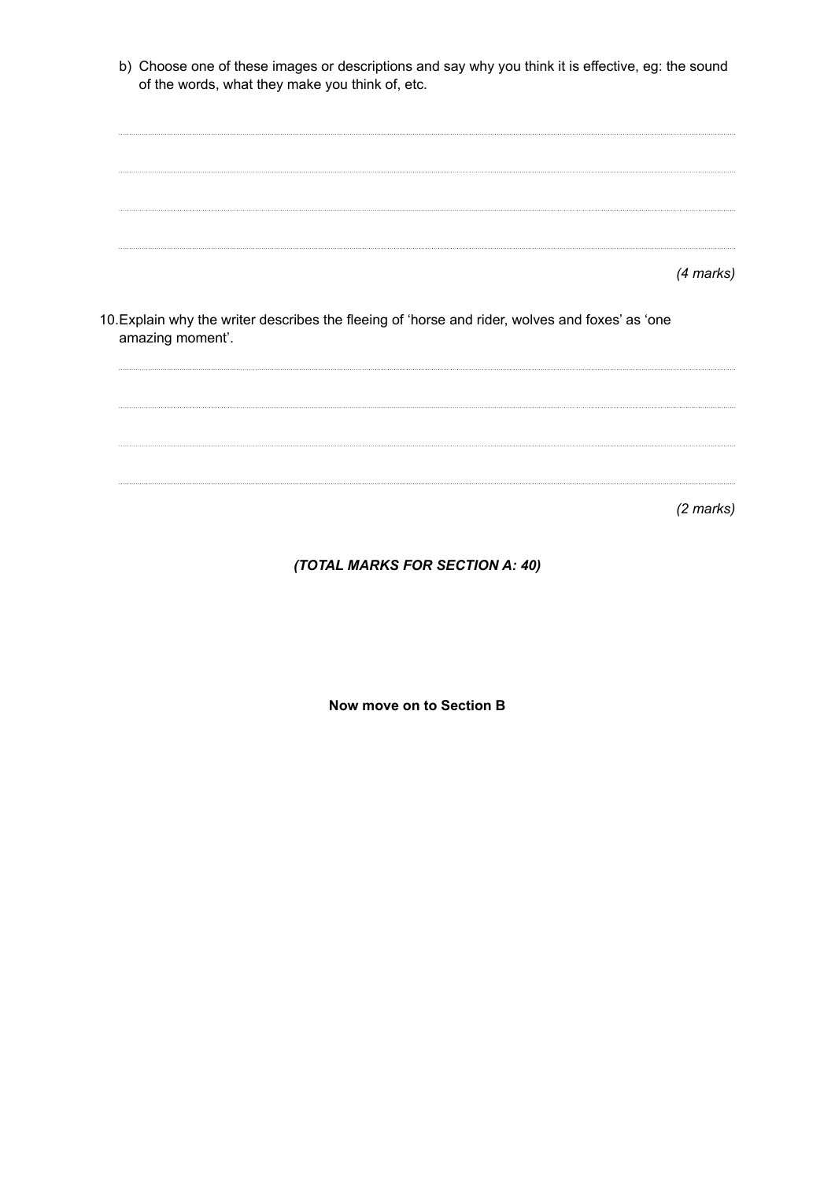b) Choose one of these images or descriptions and say why you think it is effective, eg: the sound of the words, what they make you think of, etc.

..............................................................................................................................................

..............................................................................................................................................

..............................................................................................................................................

..............................................................................................................................................

*(4 marks)*

10. Explain why the writer describes the fleeing of 'horse and rider, wolves and foxes' as 'one amazing moment'.

..............................................................................................................................................

..............................................................................................................................................

..............................................................................................................................................

..............................................................................................................................................

*(2 marks)*

***(TOTAL MARKS FOR SECTION A: 40)***

**Now move on to Section B**